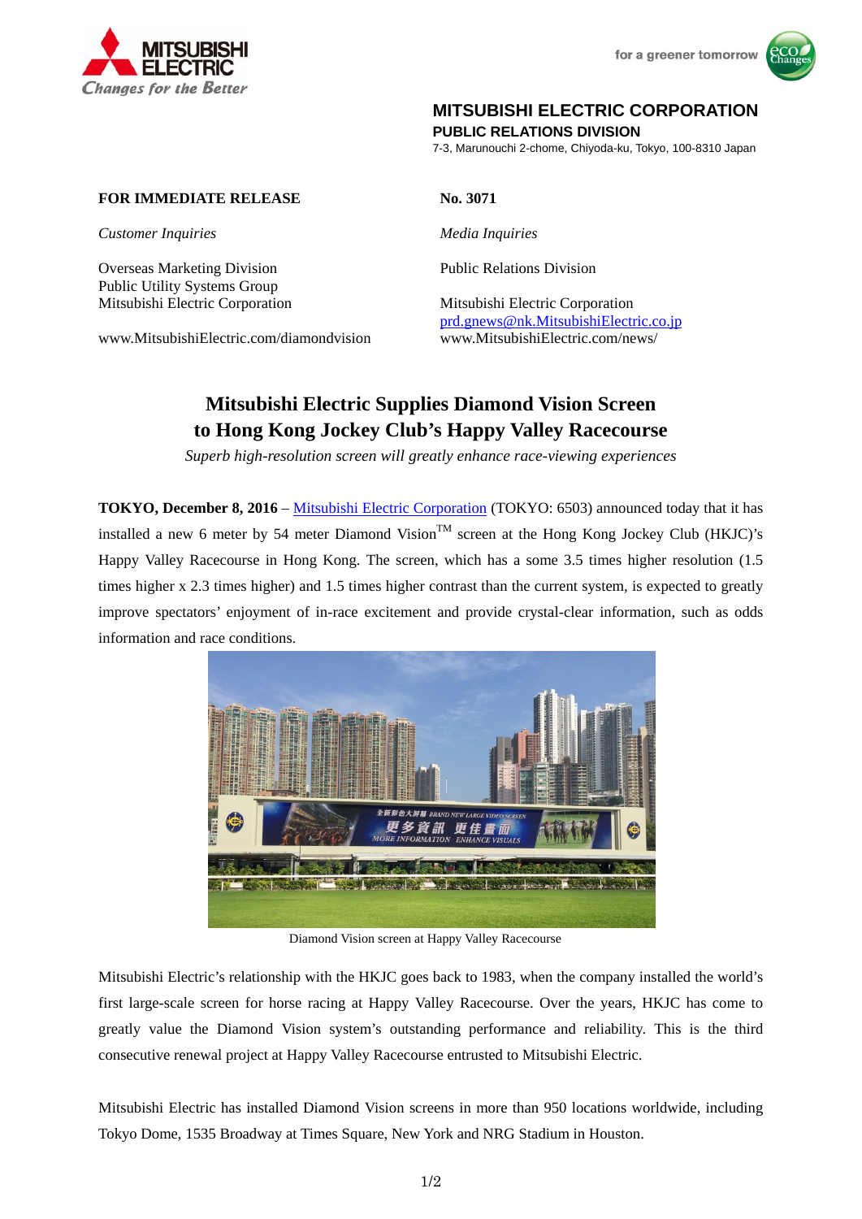MITSUBISHI ELECTRIC
*Changes for the Better*

for a greener tomorrow

**MITSUBISHI ELECTRIC CORPORATION**
**PUBLIC RELATIONS DIVISION**
7-3, Marunouchi 2-chome, Chiyoda-ku, Tokyo, 100-8310 Japan

**FOR IMMEDIATE RELEASE**

**No. 3071**

*Customer Inquiries*

Overseas Marketing Division
Public Utility Systems Group
Mitsubishi Electric Corporation

www.MitsubishiElectric.com/diamondvision

*Media Inquiries*

Public Relations Division

Mitsubishi Electric Corporation
prd.gnews@nk.MitsubishiElectric.co.jp
www.MitsubishiElectric.com/news/

# Mitsubishi Electric Supplies Diamond Vision Screen to Hong Kong Jockey Club's Happy Valley Racecourse

*Superb high-resolution screen will greatly enhance race-viewing experiences*

**TOKYO, December 8, 2016** – Mitsubishi Electric Corporation (TOKYO: 6503) announced today that it has installed a new 6 meter by 54 meter Diamond Vision™ screen at the Hong Kong Jockey Club (HKJC)'s Happy Valley Racecourse in Hong Kong. The screen, which has a some 3.5 times higher resolution (1.5 times higher x 2.3 times higher) and 1.5 times higher contrast than the current system, is expected to greatly improve spectators' enjoyment of in-race excitement and provide crystal-clear information, such as odds information and race conditions.

Diamond Vision screen at Happy Valley Racecourse

Mitsubishi Electric's relationship with the HKJC goes back to 1983, when the company installed the world's first large-scale screen for horse racing at Happy Valley Racecourse. Over the years, HKJC has come to greatly value the Diamond Vision system's outstanding performance and reliability. This is the third consecutive renewal project at Happy Valley Racecourse entrusted to Mitsubishi Electric.

Mitsubishi Electric has installed Diamond Vision screens in more than 950 locations worldwide, including Tokyo Dome, 1535 Broadway at Times Square, New York and NRG Stadium in Houston.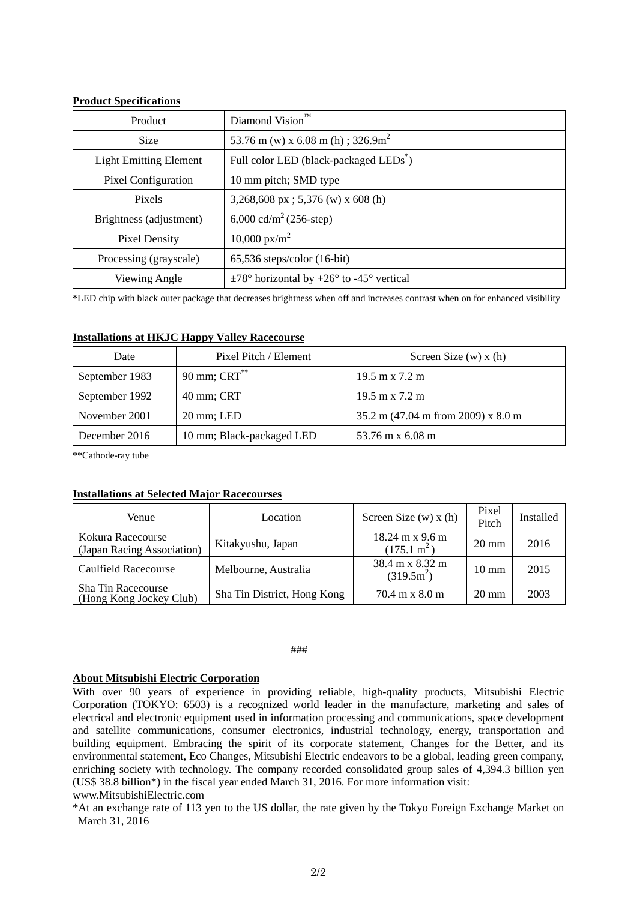**Product Specifications**

| Product | Diamond Vision™ |
|---|---|
| Size | 53.76 m (w) x 6.08 m (h) ; 326.9$m^2$ |
| Light Emitting Element | Full color LED (black-packaged LEDs*) |
| Pixel Configuration | 10 mm pitch; SMD type |
| Pixels | 3,268,608 px ; 5,376 (w) x 608 (h) |
| Brightness (adjustment) | 6,000 cd/$m^2$ (256-step) |
| Pixel Density | 10,000 px/$m^2$ |
| Processing (grayscale) | 65,536 steps/color (16-bit) |
| Viewing Angle | ±78° horizontal by +26° to -45° vertical |

*LED chip with black outer package that decreases brightness when off and increases contrast when on for enhanced visibility

**Installations at HKJC Happy Valley Racecourse**

| Date | Pixel Pitch / Element | Screen Size (w) x (h) |
|---|---|---|
| September 1983 | 90 mm; CRT** | 19.5 m x 7.2 m |
| September 1992 | 40 mm; CRT | 19.5 m x 7.2 m |
| November 2001 | 20 mm; LED | 35.2 m (47.04 m from 2009) x 8.0 m |
| December 2016 | 10 mm; Black-packaged LED | 53.76 m x 6.08 m |

**Cathode-ray tube

**Installations at Selected Major Racecourses**

| Venue | Location | Screen Size (w) x (h) | Pixel Pitch | Installed |
|---|---|---|---|---|
| Kokura Racecourse (Japan Racing Association) | Kitakyushu, Japan | 18.24 m x 9.6 m (175.1 $m^2$) | 20 mm | 2016 |
| Caulfield Racecourse | Melbourne, Australia | 38.4 m x 8.32 m (319.5$m^2$) | 10 mm | 2015 |
| Sha Tin Racecourse (Hong Kong Jockey Club) | Sha Tin District, Hong Kong | 70.4 m x 8.0 m | 20 mm | 2003 |

###

**About Mitsubishi Electric Corporation**

With over 90 years of experience in providing reliable, high-quality products, Mitsubishi Electric Corporation (TOKYO: 6503) is a recognized world leader in the manufacture, marketing and sales of electrical and electronic equipment used in information processing and communications, space development and satellite communications, consumer electronics, industrial technology, energy, transportation and building equipment. Embracing the spirit of its corporate statement, Changes for the Better, and its environmental statement, Eco Changes, Mitsubishi Electric endeavors to be a global, leading green company, enriching society with technology. The company recorded consolidated group sales of 4,394.3 billion yen (US$ 38.8 billion*) in the fiscal year ended March 31, 2016. For more information visit:
www.MitsubishiElectric.com

*At an exchange rate of 113 yen to the US dollar, the rate given by the Tokyo Foreign Exchange Market on March 31, 2016